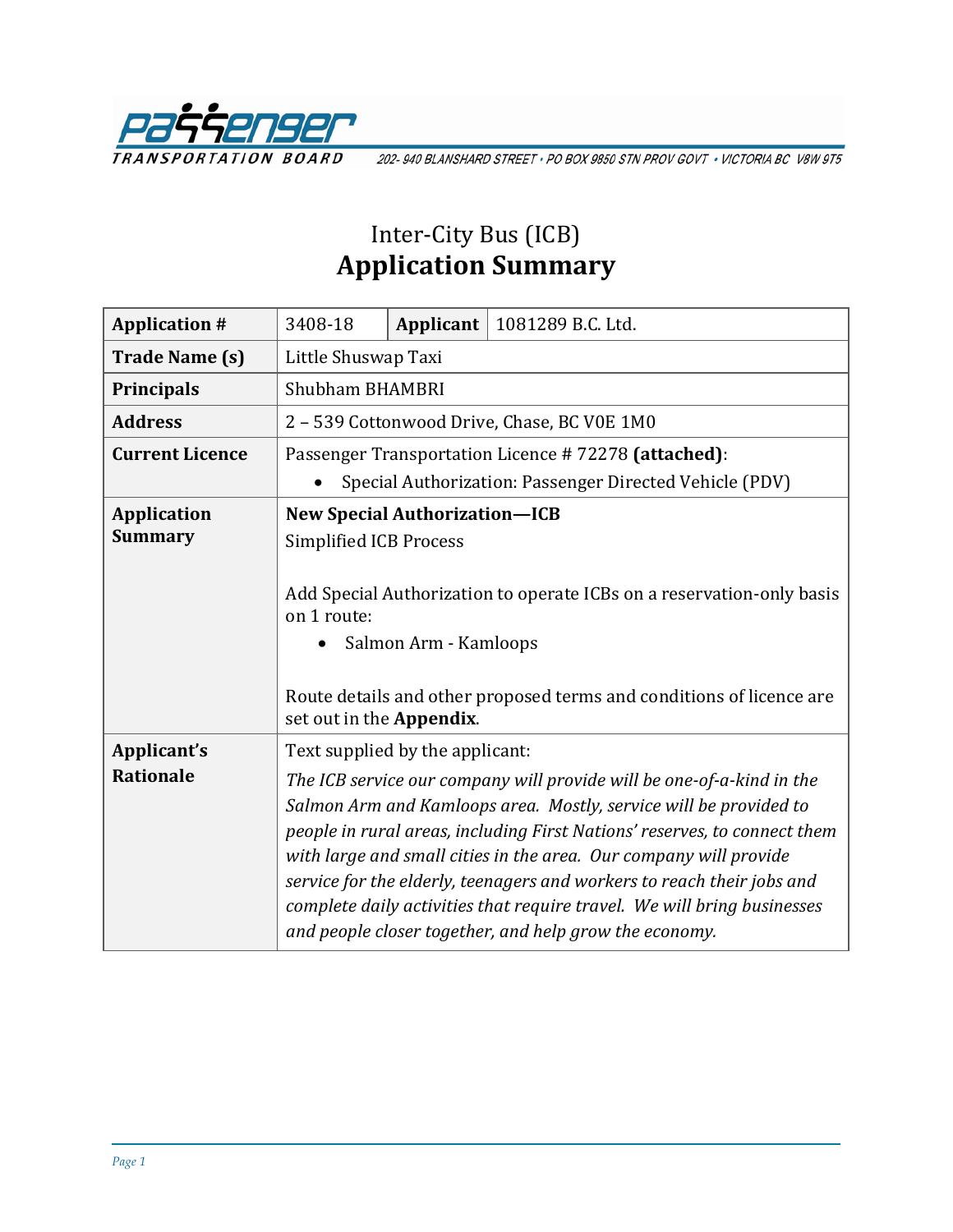Passenger Transportation Board

202- 940 BLANSHARD STREET • PO BOX 9850 STN PROV GOVT • VICTORIA BC V8W 9T5

# Inter-City Bus (ICB)
# Application Summary

| **Application #** | 3408-18 | **Applicant** | 1081289 B.C. Ltd. |
|---|---|---|---|
| **Trade Name (s)** | Little Shuswap Taxi | | |
| **Principals** | Shubham BHAMBRI | | |
| **Address** | 2 – 539 Cottonwood Drive, Chase, BC V0E 1M0 | | |
| **Current Licence** | Passenger Transportation Licence # 72278 **(attached)**: <br>• Special Authorization: Passenger Directed Vehicle (PDV) | | |
| **Application Summary** | **New Special Authorization—ICB** <br>Simplified ICB Process <br><br>Add Special Authorization to operate ICBs on a reservation-only basis on 1 route: <br>• Salmon Arm - Kamloops <br><br>Route details and other proposed terms and conditions of licence are set out in the **Appendix**. | | |
| **Applicant's Rationale** | Text supplied by the applicant: <br>*The ICB service our company will provide will be one-of-a-kind in the Salmon Arm and Kamloops area. Mostly, service will be provided to people in rural areas, including First Nations' reserves, to connect them with large and small cities in the area. Our company will provide service for the elderly, teenagers and workers to reach their jobs and complete daily activities that require travel. We will bring businesses and people closer together, and help grow the economy.* | | |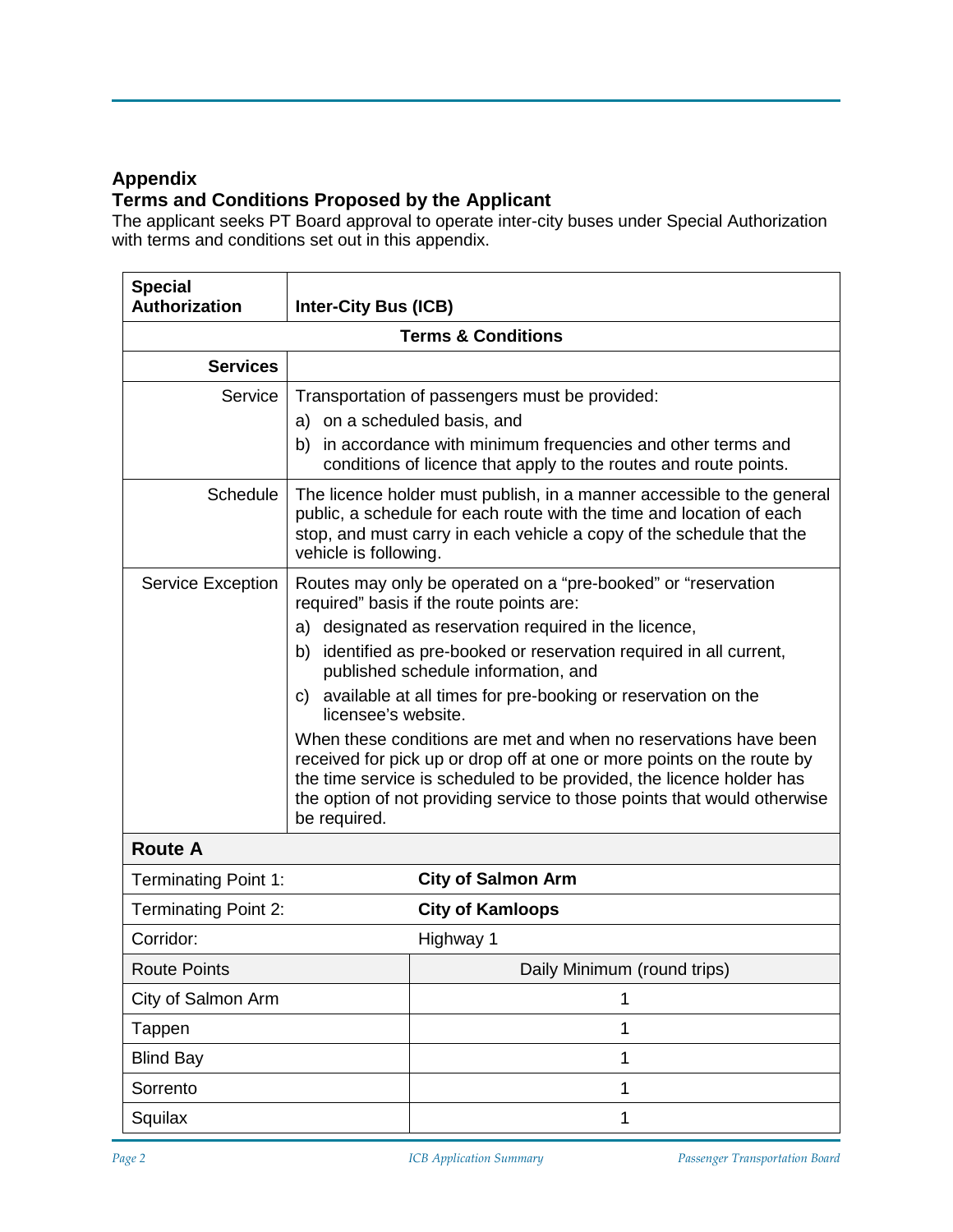## Appendix

## Terms and Conditions Proposed by the Applicant

The applicant seeks PT Board approval to operate inter-city buses under Special Authorization with terms and conditions set out in this appendix.

| **Special Authorization** | **Inter-City Bus (ICB)** |
|---|---|
| **Terms & Conditions** | |
| **Services** | |
| Service | Transportation of passengers must be provided:<br>a) on a scheduled basis, and<br>b) in accordance with minimum frequencies and other terms and conditions of licence that apply to the routes and route points. |
| Schedule | The licence holder must publish, in a manner accessible to the general public, a schedule for each route with the time and location of each stop, and must carry in each vehicle a copy of the schedule that the vehicle is following. |
| Service Exception | Routes may only be operated on a "pre-booked" or "reservation required" basis if the route points are:<br>a) designated as reservation required in the licence,<br>b) identified as pre-booked or reservation required in all current, published schedule information, and<br>c) available at all times for pre-booking or reservation on the licensee's website.<br>When these conditions are met and when no reservations have been received for pick up or drop off at one or more points on the route by the time service is scheduled to be provided, the licence holder has the option of not providing service to those points that would otherwise be required. |

**Route A**

| Terminating Point 1: | **City of Salmon Arm** |
|---|---|
| Terminating Point 2: | **City of Kamloops** |
| Corridor: | Highway 1 |
| Route Points | Daily Minimum (round trips) |
| City of Salmon Arm | 1 |
| Tappen | 1 |
| Blind Bay | 1 |
| Sorrento | 1 |
| Squilax | 1 |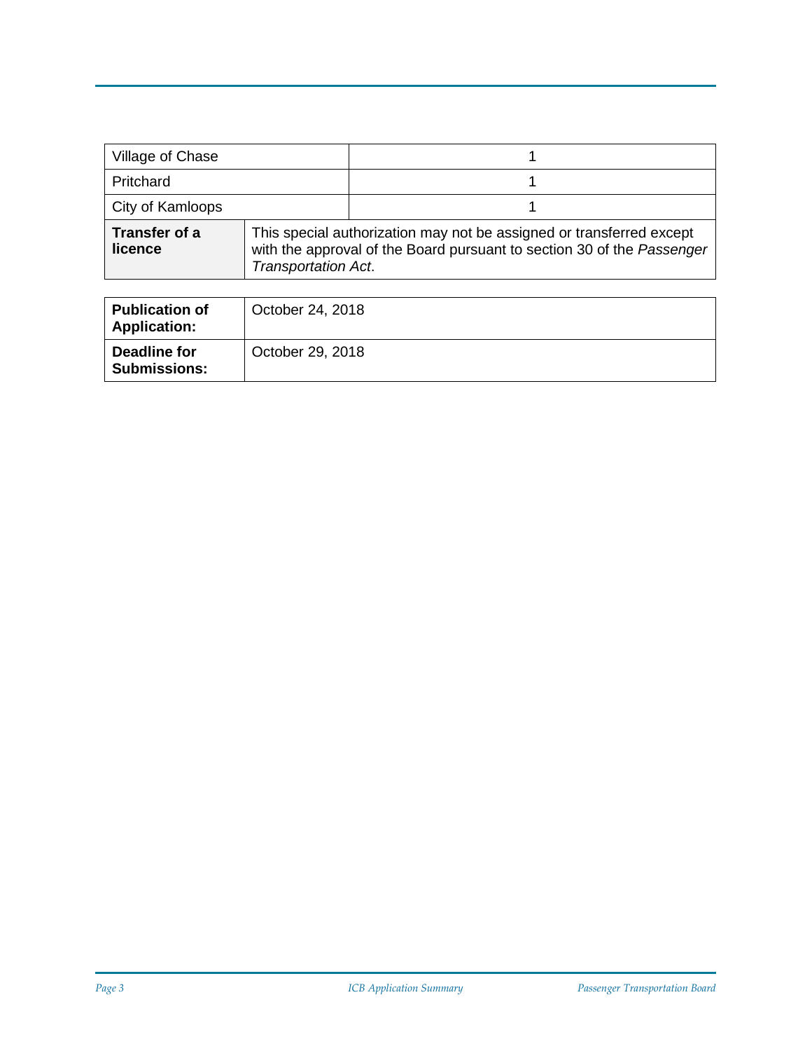| | |
|---|---|
| Village of Chase | 1 |
| Pritchard | 1 |
| City of Kamloops | 1 |
| **Transfer of a licence** | This special authorization may not be assigned or transferred except with the approval of the Board pursuant to section 30 of the *Passenger Transportation Act*. |

| | |
|---|---|
| **Publication of Application:** | October 24, 2018 |
| **Deadline for Submissions:** | October 29, 2018 |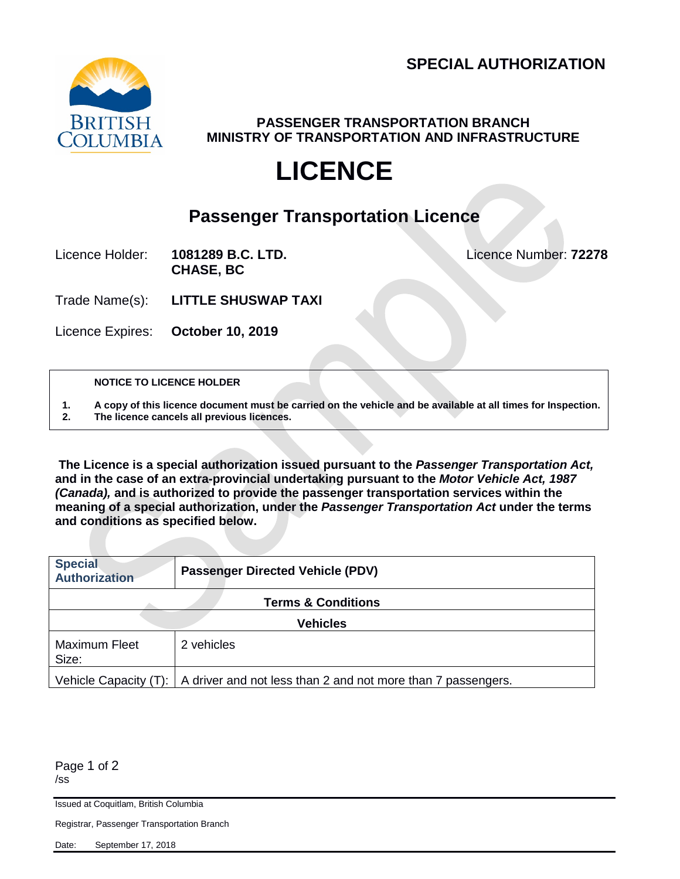**SPECIAL AUTHORIZATION**

**PASSENGER TRANSPORTATION BRANCH**
**MINISTRY OF TRANSPORTATION AND INFRASTRUCTURE**

# LICENCE

## Passenger Transportation Licence

Licence Holder: **1081289 B.C. LTD.**
**CHASE, BC**

Licence Number: **72278**

Trade Name(s): **LITTLE SHUSWAP TAXI**

Licence Expires: **October 10, 2019**

**NOTICE TO LICENCE HOLDER**

1. **A copy of this licence document must be carried on the vehicle and be available at all times for Inspection.**
2. **The licence cancels all previous licences.**

**The Licence is a special authorization issued pursuant to the *Passenger Transportation Act,* and in the case of an extra-provincial undertaking pursuant to the *Motor Vehicle Act, 1987 (Canada),* and is authorized to provide the passenger transportation services within the meaning of a special authorization, under the *Passenger Transportation Act* under the terms and conditions as specified below.**

| **Special Authorization** | **Passenger Directed Vehicle (PDV)** |
|---|---|
| **Terms & Conditions** | |
| **Vehicles** | |
| Maximum Fleet Size: | 2 vehicles |
| Vehicle Capacity (T): | A driver and not less than 2 and not more than 7 passengers. |

/ss

Issued at Coquitlam, British Columbia

Registrar, Passenger Transportation Branch

Date: September 17, 2018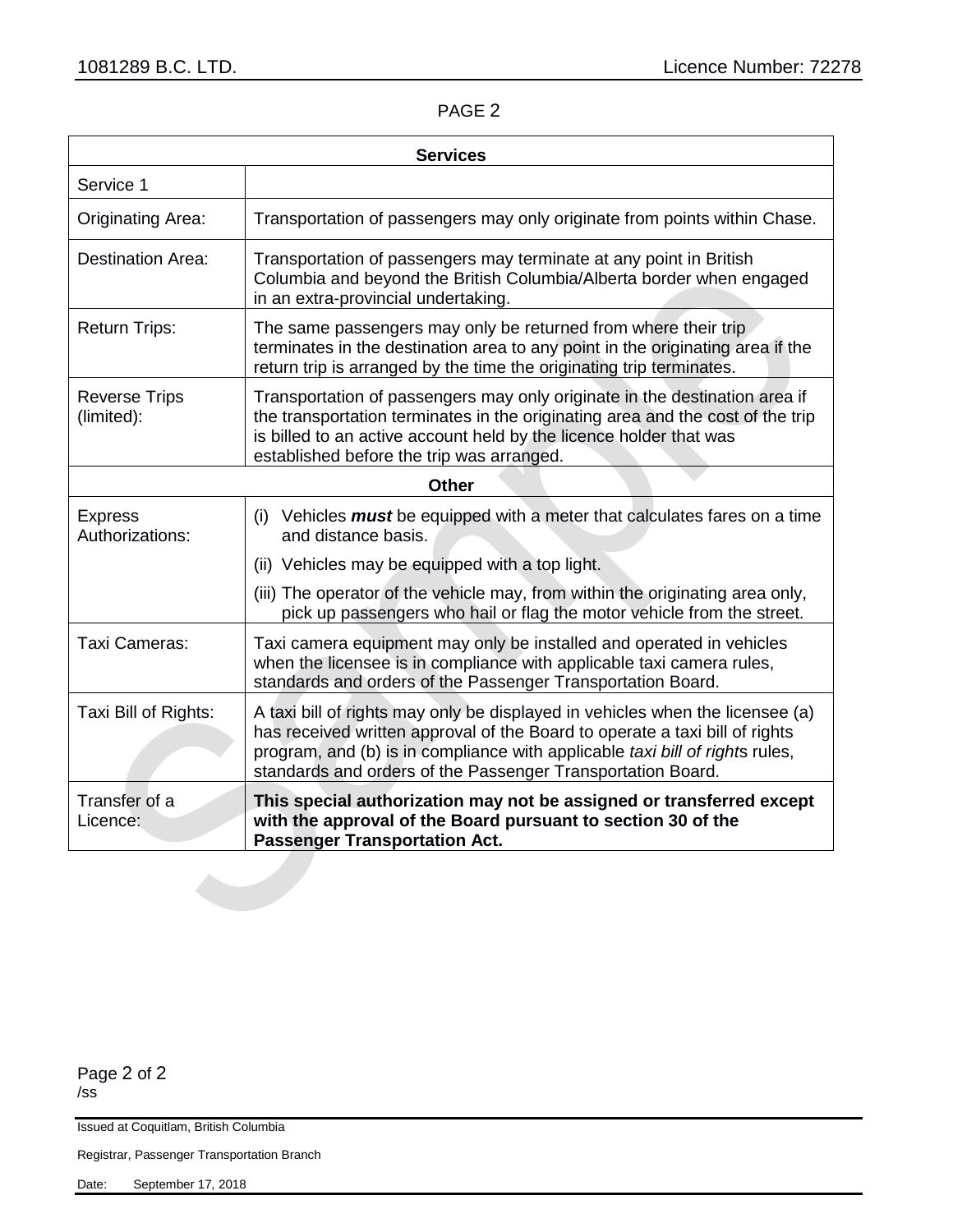PAGE 2

| Services | |
| --- | --- |
| Service 1 | |
| Originating Area: | Transportation of passengers may only originate from points within Chase. |
| Destination Area: | Transportation of passengers may terminate at any point in British Columbia and beyond the British Columbia/Alberta border when engaged in an extra-provincial undertaking. |
| Return Trips: | The same passengers may only be returned from where their trip terminates in the destination area to any point in the originating area if the return trip is arranged by the time the originating trip terminates. |
| Reverse Trips (limited): | Transportation of passengers may only originate in the destination area if the transportation terminates in the originating area and the cost of the trip is billed to an active account held by the licence holder that was established before the trip was arranged. |
| **Other** | |
| Express Authorizations: | (i) Vehicles ***must*** be equipped with a meter that calculates fares on a time and distance basis.<br>(ii) Vehicles may be equipped with a top light.<br>(iii) The operator of the vehicle may, from within the originating area only, pick up passengers who hail or flag the motor vehicle from the street. |
| Taxi Cameras: | Taxi camera equipment may only be installed and operated in vehicles when the licensee is in compliance with applicable taxi camera rules, standards and orders of the Passenger Transportation Board. |
| Taxi Bill of Rights: | A taxi bill of rights may only be displayed in vehicles when the licensee (a) has received written approval of the Board to operate a taxi bill of rights program, and (b) is in compliance with applicable *taxi bill of rights* rules, standards and orders of the Passenger Transportation Board. |
| Transfer of a Licence: | **This special authorization may not be assigned or transferred except with the approval of the Board pursuant to section 30 of the Passenger Transportation Act.** |

/ss

Issued at Coquitlam, British Columbia

Registrar, Passenger Transportation Branch

Date: September 17, 2018